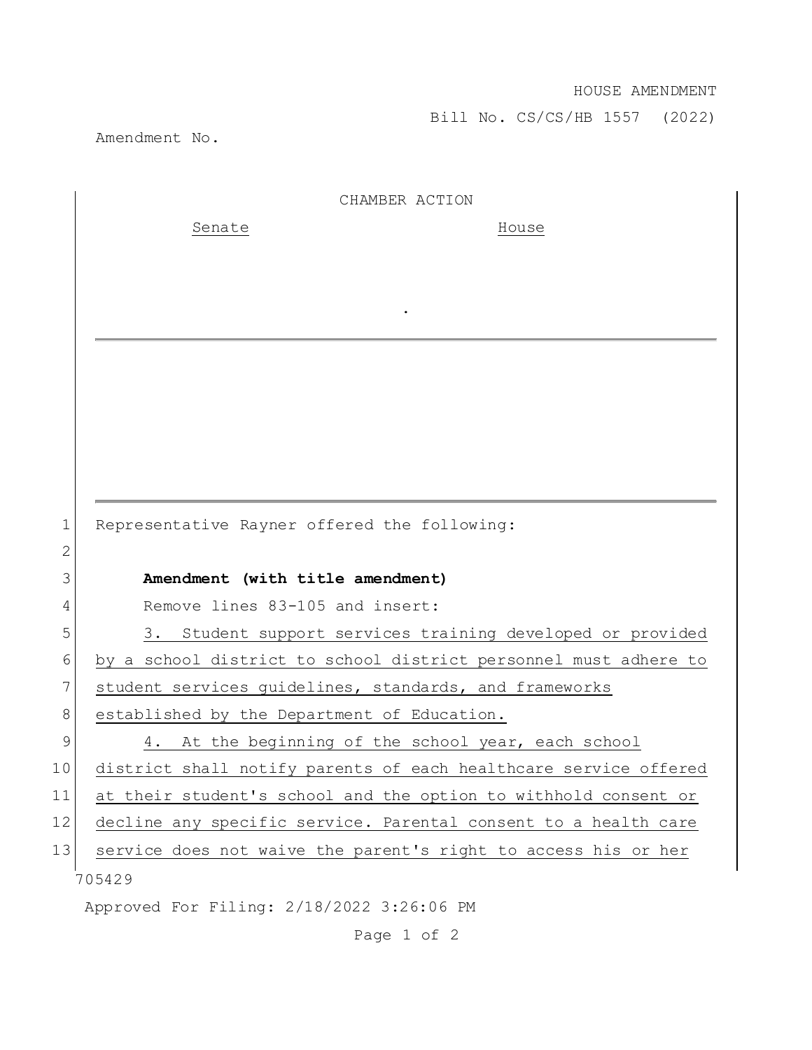HOUSE AMENDMENT

Bill No. CS/CS/HB 1557 (2022)

Amendment No.

CHAMBER ACTION

Senate | House
--- | ---
 | 

.

Representative Rayner offered the following:

**Amendment (with title amendment)**

Remove lines 83-105 and insert:

3. Student support services training developed or provided by a school district to school district personnel must adhere to student services guidelines, standards, and frameworks established by the Department of Education.

4. At the beginning of the school year, each school district shall notify parents of each healthcare service offered at their student's school and the option to withhold consent or decline any specific service. Parental consent to a health care service does not waive the parent's right to access his or her

705429

Approved For Filing: 2/18/2022 3:26:06 PM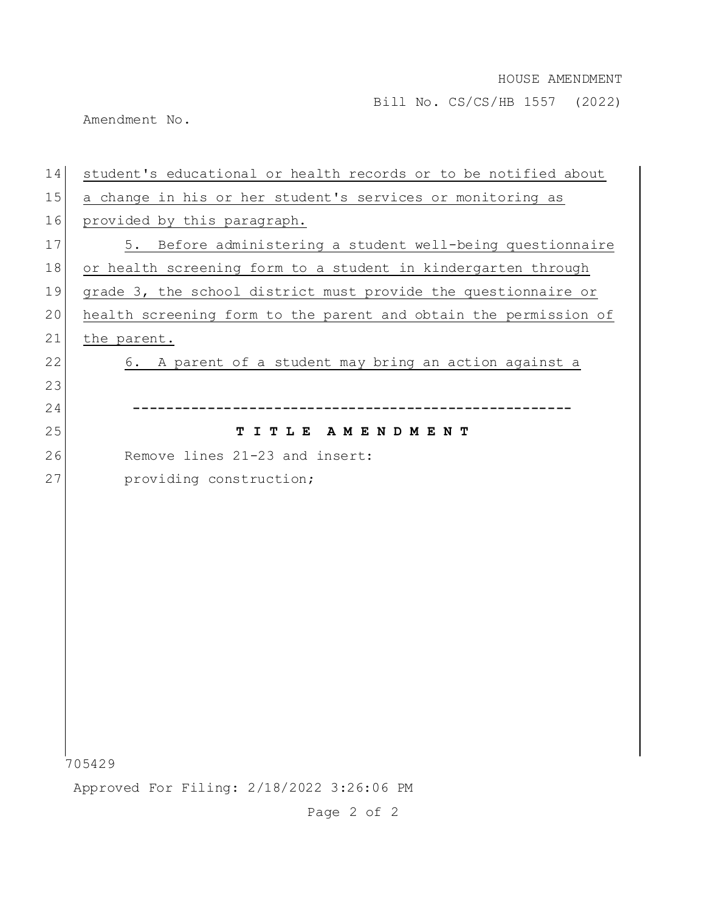student's educational or health records or to be notified about a change in his or her student's services or monitoring as provided by this paragraph.

5. Before administering a student well-being questionnaire or health screening form to a student in kindergarten through grade 3, the school district must provide the questionnaire or health screening form to the parent and obtain the permission of the parent.

6. A parent of a student may bring an action against a

-----------------------------------------------------

**T I T L E A M E N D M E N T**

Remove lines 21-23 and insert:

providing construction;

705429

Approved For Filing: 2/18/2022 3:26:06 PM